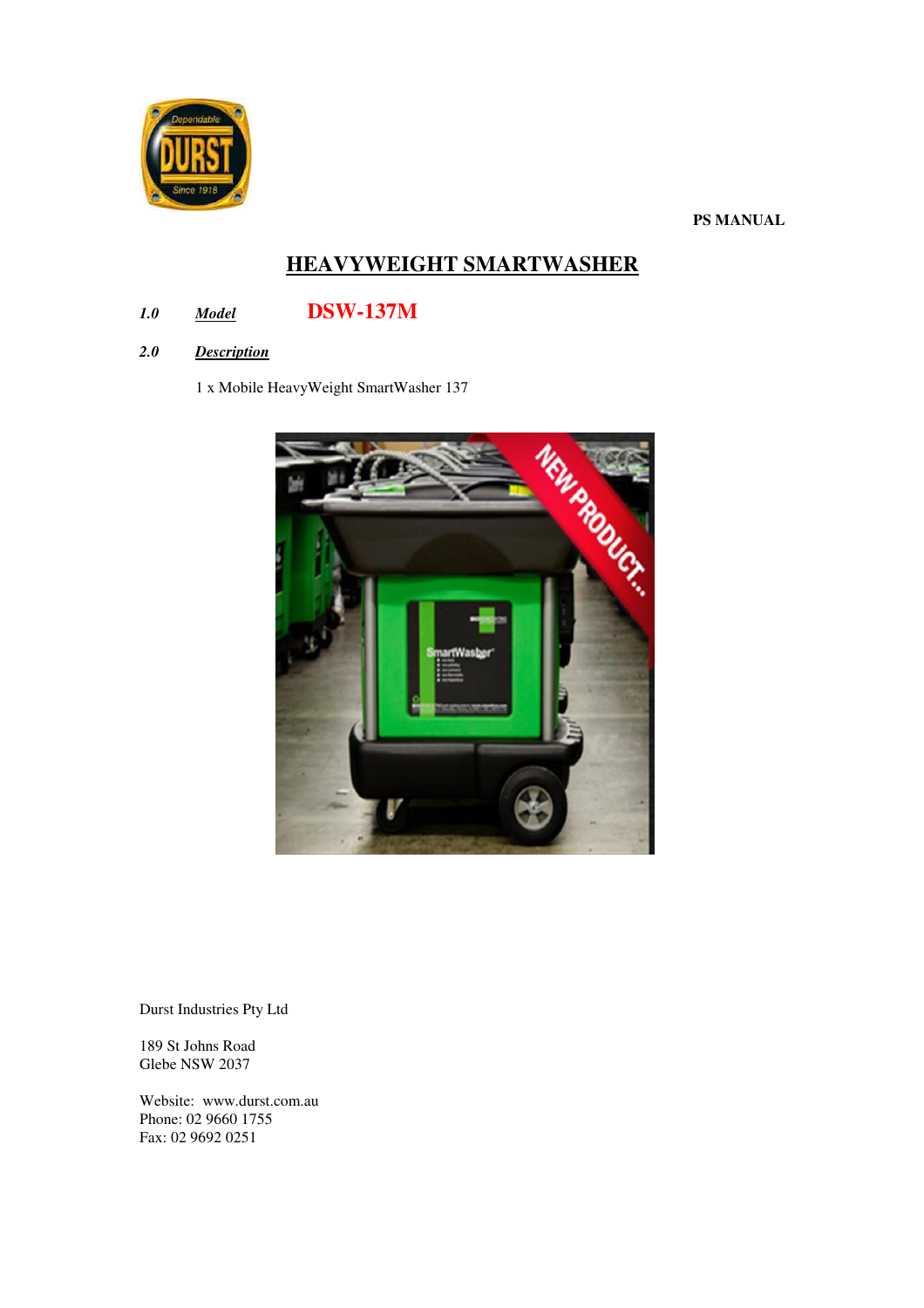**PS MANUAL**

# HEAVYWEIGHT SMARTWASHER

***1.0 Model*** **DSW-137M**

***2.0 Description***

1 x Mobile HeavyWeight SmartWasher 137

Durst Industries Pty Ltd

189 St Johns Road
Glebe NSW 2037

Website: www.durst.com.au
Phone: 02 9660 1755
Fax: 02 9692 0251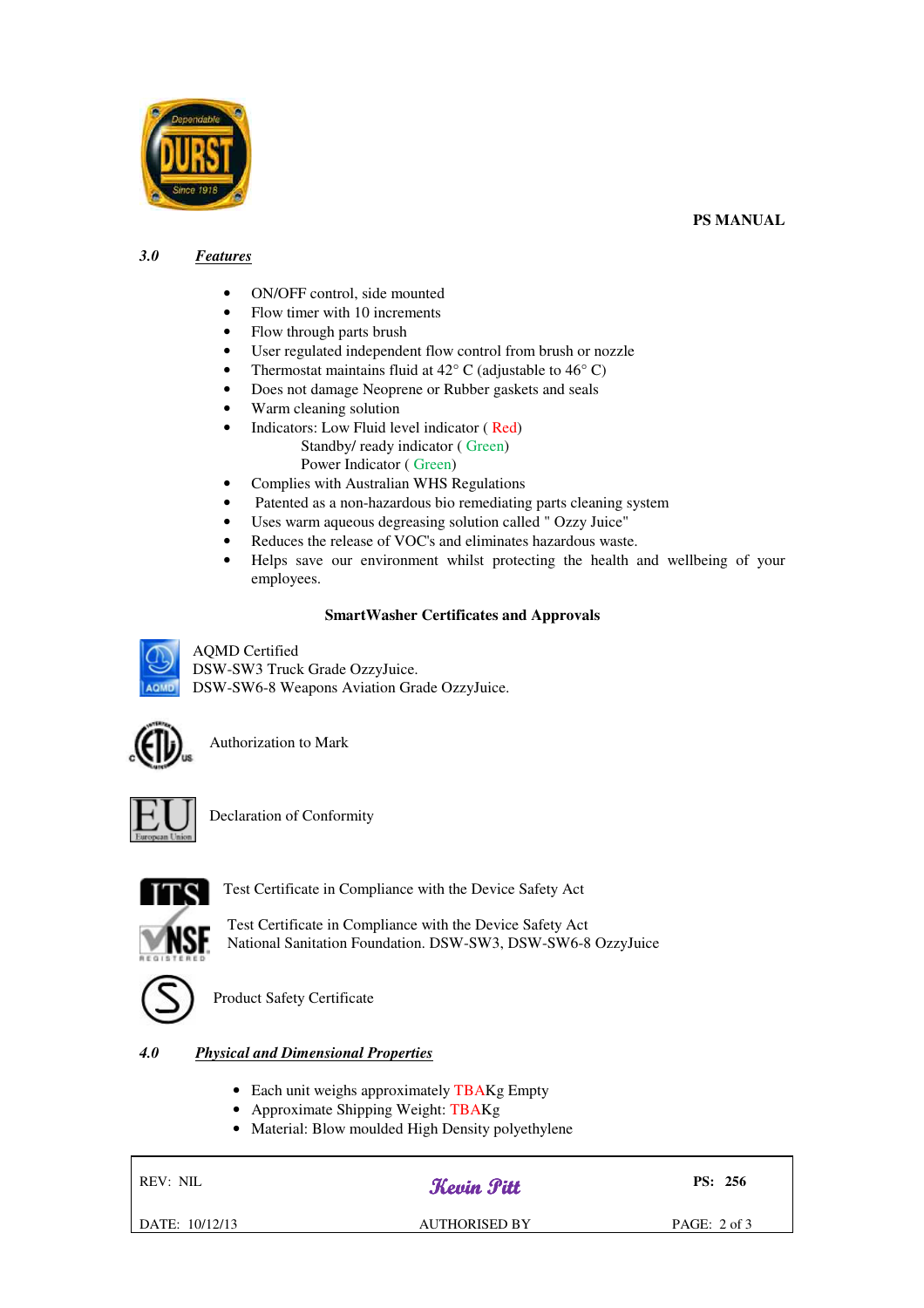**PS MANUAL**

## 3.0 *Features*

- ON/OFF control, side mounted
- Flow timer with 10 increments
- Flow through parts brush
- User regulated independent flow control from brush or nozzle
- Thermostat maintains fluid at 42° C (adjustable to 46° C)
- Does not damage Neoprene or Rubber gaskets and seals
- Warm cleaning solution
- Indicators: Low Fluid level indicator ( Red)
  Standby/ ready indicator ( Green)
  Power Indicator ( Green)
- Complies with Australian WHS Regulations
- Patented as a non-hazardous bio remediating parts cleaning system
- Uses warm aqueous degreasing solution called " Ozzy Juice"
- Reduces the release of VOC's and eliminates hazardous waste.
- Helps save our environment whilst protecting the health and wellbeing of your employees.

**SmartWasher Certificates and Approvals**

AQMD Certified
DSW-SW3 Truck Grade OzzyJuice.
DSW-SW6-8 Weapons Aviation Grade OzzyJuice.

Authorization to Mark

Declaration of Conformity

Test Certificate in Compliance with the Device Safety Act

Test Certificate in Compliance with the Device Safety Act
National Sanitation Foundation. DSW-SW3, DSW-SW6-8 OzzyJuice

Product Safety Certificate

## 4.0 *Physical and Dimensional Properties*

- Each unit weighs approximately TBAKg Empty
- Approximate Shipping Weight: TBAKg
- Material: Blow moulded High Density polyethylene

| REV: NIL | Kevin Pitt | PS: 256 |
|---|---|---|
| DATE: 10/12/13 | AUTHORISED BY | PAGE: 2 of 3 |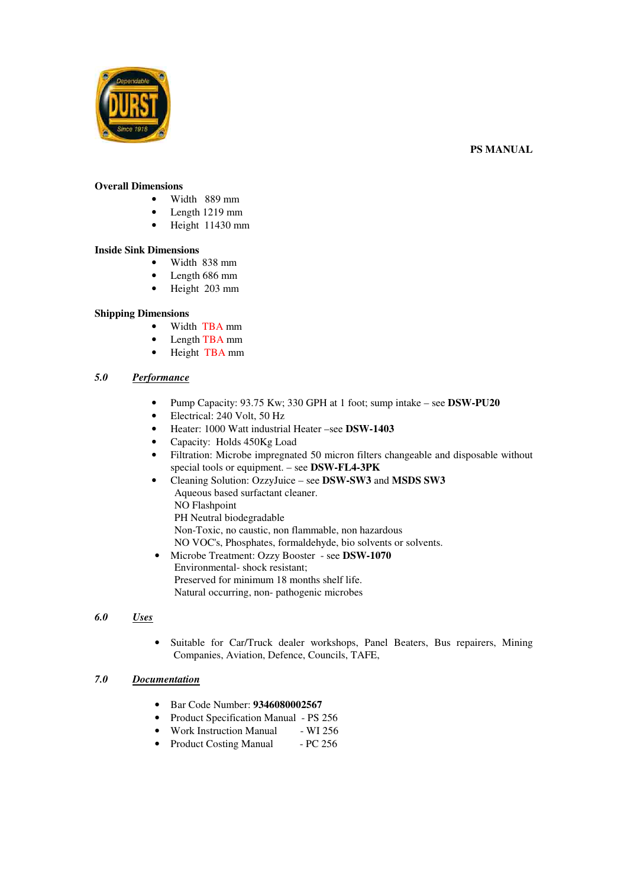**PS MANUAL**

**Overall Dimensions**

- Width 889 mm
- Length 1219 mm
- Height 11430 mm

**Inside Sink Dimensions**

- Width 838 mm
- Length 686 mm
- Height 203 mm

**Shipping Dimensions**

- Width TBA mm
- Length TBA mm
- Height TBA mm

## *5.0 Performance*

- Pump Capacity: 93.75 Kw; 330 GPH at 1 foot; sump intake – see **DSW-PU20**
- Electrical: 240 Volt, 50 Hz
- Heater: 1000 Watt industrial Heater –see **DSW-1403**
- Capacity: Holds 450Kg Load
- Filtration: Microbe impregnated 50 micron filters changeable and disposable without special tools or equipment. – see **DSW-FL4-3PK**
- Cleaning Solution: OzzyJuice – see **DSW-SW3** and **MSDS SW3**
  Aqueous based surfactant cleaner.
  NO Flashpoint
  PH Neutral biodegradable
  Non-Toxic, no caustic, non flammable, non hazardous
  NO VOC's, Phosphates, formaldehyde, bio solvents or solvents.
- Microbe Treatment: Ozzy Booster - see **DSW-1070**
  Environmental- shock resistant;
  Preserved for minimum 18 months shelf life.
  Natural occurring, non- pathogenic microbes

## *6.0 Uses*

- Suitable for Car/Truck dealer workshops, Panel Beaters, Bus repairers, Mining Companies, Aviation, Defence, Councils, TAFE,

## *7.0 Documentation*

- Bar Code Number: **9346080002567**
- Product Specification Manual - PS 256
- Work Instruction Manual - WI 256
- Product Costing Manual - PC 256